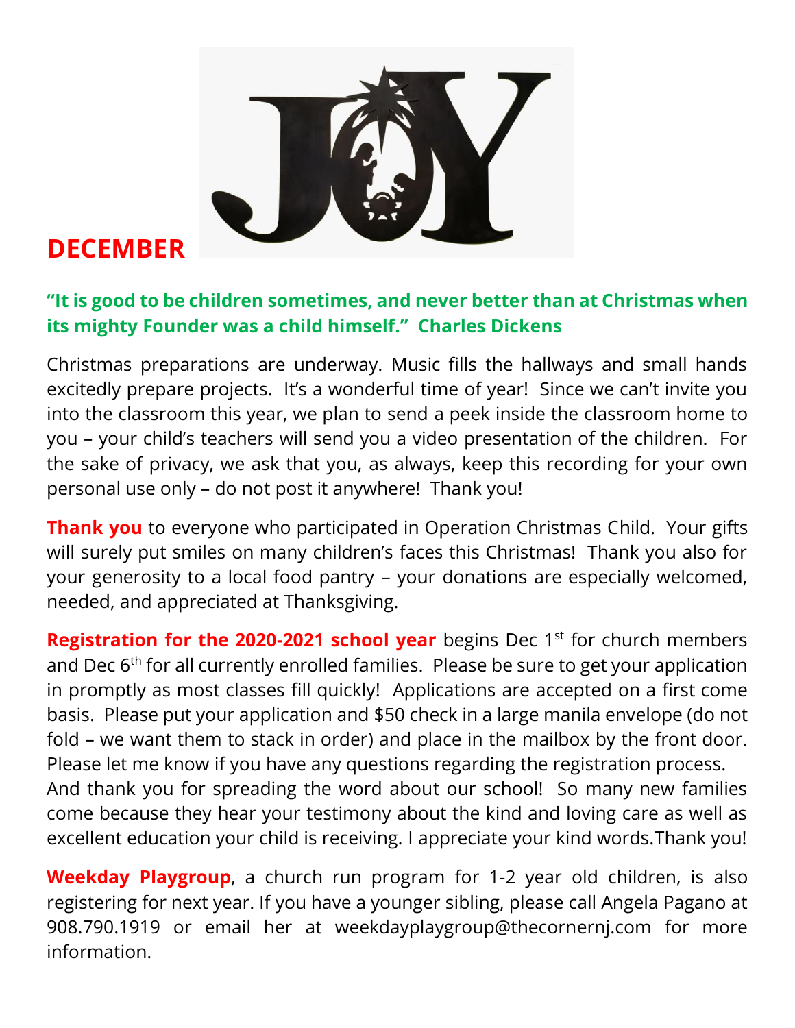# DECEMBER

**"It is good to be children sometimes, and never better than at Christmas when its mighty Founder was a child himself." Charles Dickens**

Christmas preparations are underway. Music fills the hallways and small hands excitedly prepare projects. It's a wonderful time of year! Since we can't invite you into the classroom this year, we plan to send a peek inside the classroom home to you – your child's teachers will send you a video presentation of the children. For the sake of privacy, we ask that you, as always, keep this recording for your own personal use only – do not post it anywhere! Thank you!

**Thank you** to everyone who participated in Operation Christmas Child. Your gifts will surely put smiles on many children's faces this Christmas! Thank you also for your generosity to a local food pantry – your donations are especially welcomed, needed, and appreciated at Thanksgiving.

**Registration for the 2020-2021 school year** begins Dec 1st for church members and Dec 6th for all currently enrolled families. Please be sure to get your application in promptly as most classes fill quickly! Applications are accepted on a first come basis. Please put your application and $50 check in a large manila envelope (do not fold – we want them to stack in order) and place in the mailbox by the front door. Please let me know if you have any questions regarding the registration process.
And thank you for spreading the word about our school! So many new families come because they hear your testimony about the kind and loving care as well as excellent education your child is receiving. I appreciate your kind words.Thank you!

**Weekday Playgroup**, a church run program for 1-2 year old children, is also registering for next year. If you have a younger sibling, please call Angela Pagano at 908.790.1919 or email her at weekdayplaygroup@thecornernj.com for more information.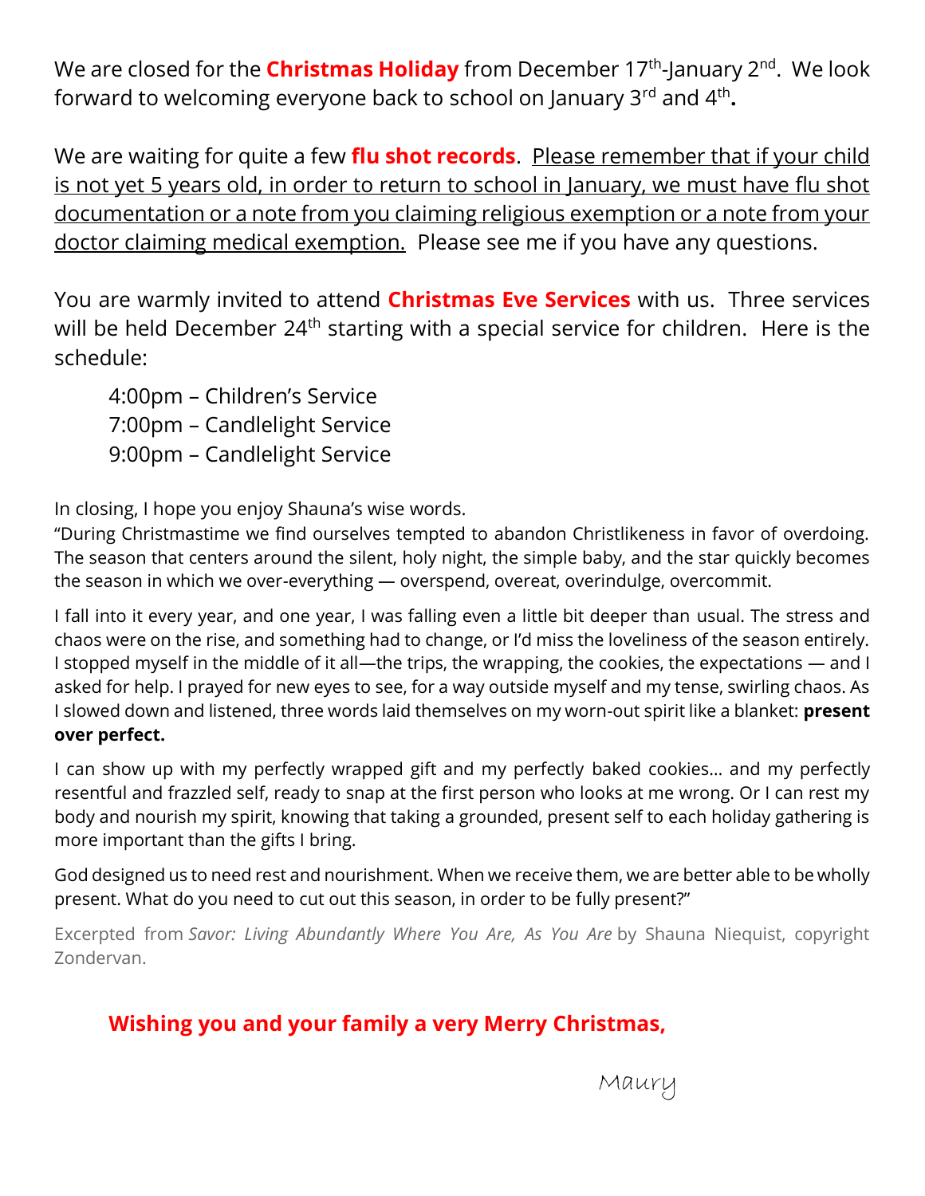We are closed for the **Christmas Holiday** from December 17th-January 2nd. We look forward to welcoming everyone back to school on January 3rd and 4th**.**

We are waiting for quite a few **flu shot records**. Please remember that if your child is not yet 5 years old, in order to return to school in January, we must have flu shot documentation or a note from you claiming religious exemption or a note from your doctor claiming medical exemption. Please see me if you have any questions.

You are warmly invited to attend **Christmas Eve Services** with us. Three services will be held December 24th starting with a special service for children. Here is the schedule:

4:00pm – Children's Service
7:00pm – Candlelight Service
9:00pm – Candlelight Service

In closing, I hope you enjoy Shauna's wise words.
"During Christmastime we find ourselves tempted to abandon Christlikeness in favor of overdoing. The season that centers around the silent, holy night, the simple baby, and the star quickly becomes the season in which we over-everything — overspend, overeat, overindulge, overcommit.

I fall into it every year, and one year, I was falling even a little bit deeper than usual. The stress and chaos were on the rise, and something had to change, or I'd miss the loveliness of the season entirely. I stopped myself in the middle of it all—the trips, the wrapping, the cookies, the expectations — and I asked for help. I prayed for new eyes to see, for a way outside myself and my tense, swirling chaos. As I slowed down and listened, three words laid themselves on my worn-out spirit like a blanket: **present over perfect.**

I can show up with my perfectly wrapped gift and my perfectly baked cookies… and my perfectly resentful and frazzled self, ready to snap at the first person who looks at me wrong. Or I can rest my body and nourish my spirit, knowing that taking a grounded, present self to each holiday gathering is more important than the gifts I bring.

God designed us to need rest and nourishment. When we receive them, we are better able to be wholly present. What do you need to cut out this season, in order to be fully present?"

Excerpted from *Savor: Living Abundantly Where You Are, As You Are* by Shauna Niequist, copyright Zondervan.

**Wishing you and your family a very Merry Christmas,**

Maury